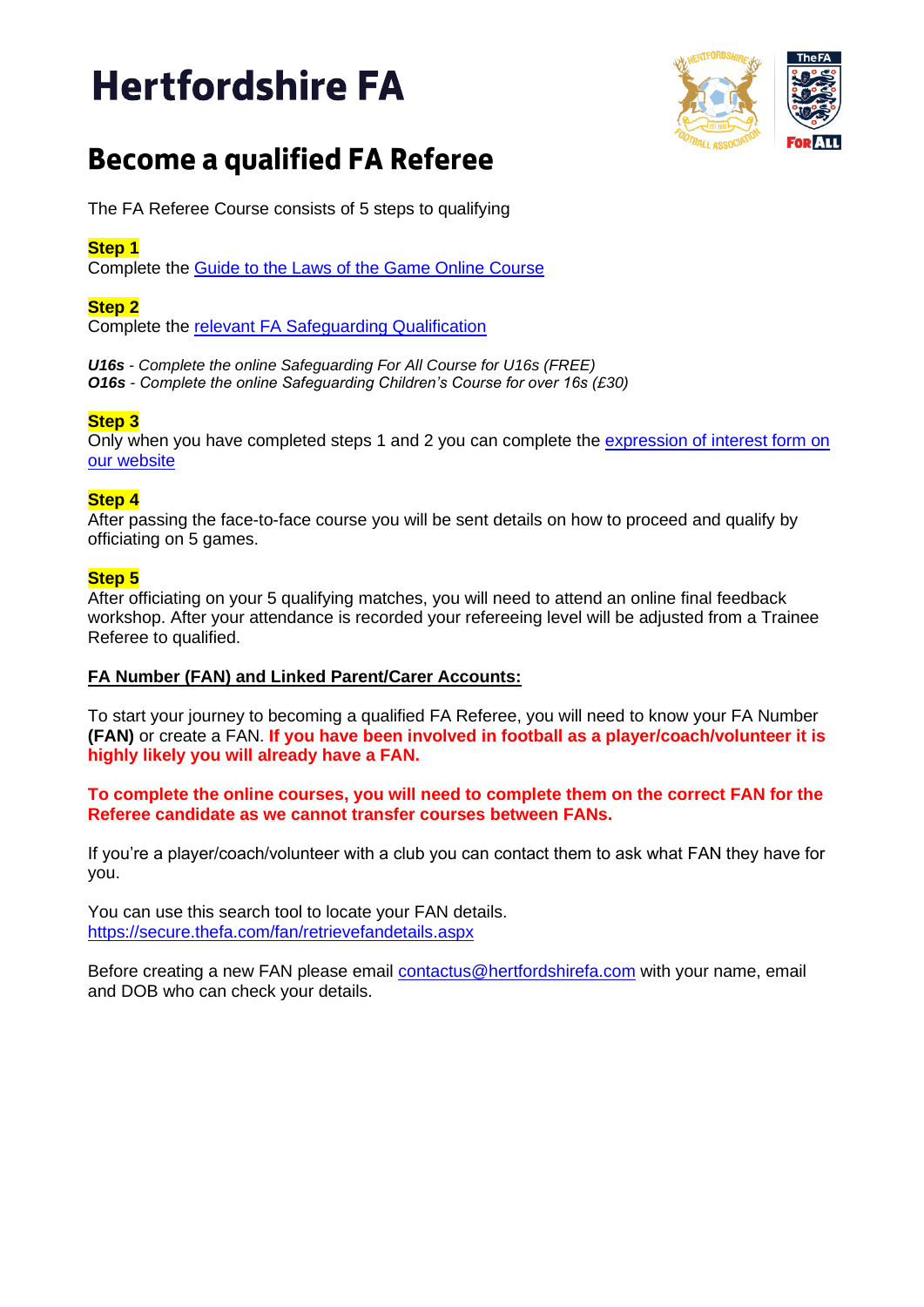# Hertfordshire FA

## Become a qualified FA Referee

The FA Referee Course consists of 5 steps to qualifying

**Step 1**
Complete the Guide to the Laws of the Game Online Course

**Step 2**
Complete the relevant FA Safeguarding Qualification

***U16s*** *- Complete the online Safeguarding For All Course for U16s (FREE)*
***O16s*** *- Complete the online Safeguarding Children's Course for over 16s (£30)*

**Step 3**
Only when you have completed steps 1 and 2 you can complete the expression of interest form on our website

**Step 4**
After passing the face-to-face course you will be sent details on how to proceed and qualify by officiating on 5 games.

**Step 5**
After officiating on your 5 qualifying matches, you will need to attend an online final feedback workshop. After your attendance is recorded your refereeing level will be adjusted from a Trainee Referee to qualified.

**FA Number (FAN) and Linked Parent/Carer Accounts:**

To start your journey to becoming a qualified FA Referee, you will need to know your FA Number **(FAN)** or create a FAN. **If you have been involved in football as a player/coach/volunteer it is highly likely you will already have a FAN.**

**To complete the online courses, you will need to complete them on the correct FAN for the Referee candidate as we cannot transfer courses between FANs.**

If you're a player/coach/volunteer with a club you can contact them to ask what FAN they have for you.

You can use this search tool to locate your FAN details.
https://secure.thefa.com/fan/retrievefandetails.aspx

Before creating a new FAN please email contactus@hertfordshirefa.com with your name, email and DOB who can check your details.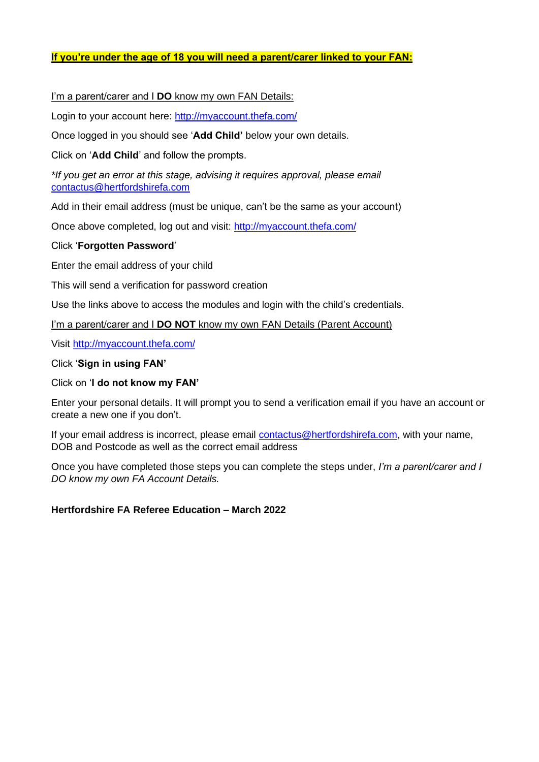**<u>If you're under the age of 18 you will need a parent/carer linked to your FAN:</u>**

<u>I'm a parent/carer and I **DO** know my own FAN Details:</u>

Login to your account here: http://myaccount.thefa.com/

Once logged in you should see '**Add Child'** below your own details.

Click on '**Add Child**' and follow the prompts.

*\*If you get an error at this stage, advising it requires approval, please email* contactus@hertfordshirefa.com

Add in their email address (must be unique, can't be the same as your account)

Once above completed, log out and visit: http://myaccount.thefa.com/

Click '**Forgotten Password**'

Enter the email address of your child

This will send a verification for password creation

Use the links above to access the modules and login with the child's credentials.

<u>I'm a parent/carer and I **DO NOT** know my own FAN Details (Parent Account)</u>

Visit http://myaccount.thefa.com/

Click '**Sign in using FAN'**

Click on '**I do not know my FAN'**

Enter your personal details. It will prompt you to send a verification email if you have an account or create a new one if you don't.

If your email address is incorrect, please email contactus@hertfordshirefa.com, with your name, DOB and Postcode as well as the correct email address

Once you have completed those steps you can complete the steps under, *I'm a parent/carer and I DO know my own FA Account Details.*

**Hertfordshire FA Referee Education – March 2022**